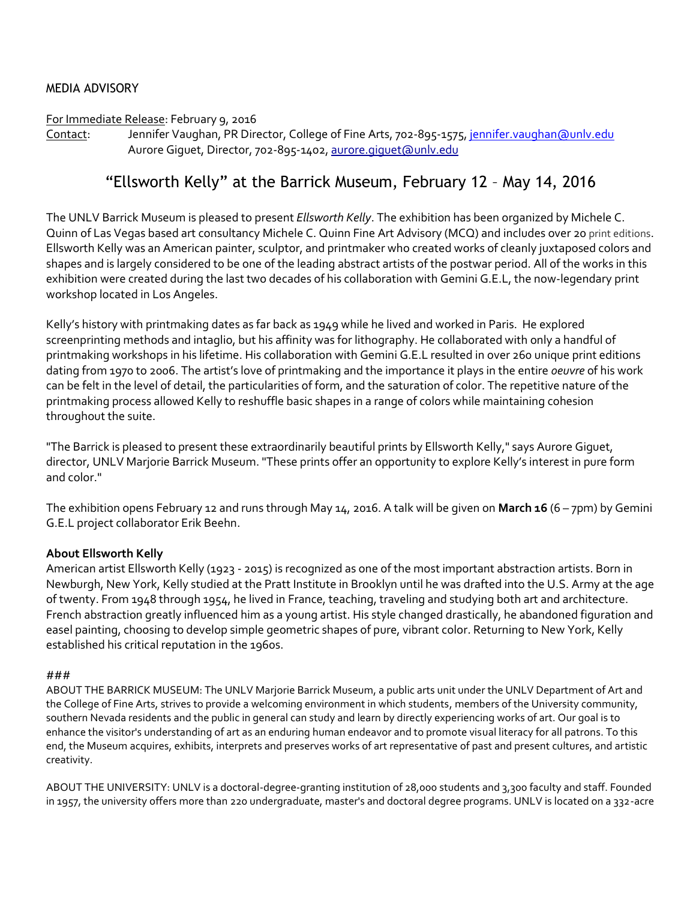MEDIA ADVISORY

For Immediate Release: February 9, 2016

Contact: Jennifer Vaughan, PR Director, College of Fine Arts, 702-895-1575, jennifer.vaughan@unlv.edu
Aurore Giguet, Director, 702-895-1402, aurore.giguet@unlv.edu

# "Ellsworth Kelly" at the Barrick Museum, February 12 – May 14, 2016

The UNLV Barrick Museum is pleased to present *Ellsworth Kelly*. The exhibition has been organized by Michele C. Quinn of Las Vegas based art consultancy Michele C. Quinn Fine Art Advisory (MCQ) and includes over 20 print editions. Ellsworth Kelly was an American painter, sculptor, and printmaker who created works of cleanly juxtaposed colors and shapes and is largely considered to be one of the leading abstract artists of the postwar period. All of the works in this exhibition were created during the last two decades of his collaboration with Gemini G.E.L, the now-legendary print workshop located in Los Angeles.

Kelly's history with printmaking dates as far back as 1949 while he lived and worked in Paris. He explored screenprinting methods and intaglio, but his affinity was for lithography. He collaborated with only a handful of printmaking workshops in his lifetime. His collaboration with Gemini G.E.L resulted in over 260 unique print editions dating from 1970 to 2006. The artist's love of printmaking and the importance it plays in the entire *oeuvre* of his work can be felt in the level of detail, the particularities of form, and the saturation of color. The repetitive nature of the printmaking process allowed Kelly to reshuffle basic shapes in a range of colors while maintaining cohesion throughout the suite.

"The Barrick is pleased to present these extraordinarily beautiful prints by Ellsworth Kelly," says Aurore Giguet, director, UNLV Marjorie Barrick Museum. "These prints offer an opportunity to explore Kelly's interest in pure form and color."

The exhibition opens February 12 and runs through May 14, 2016. A talk will be given on **March 16** (6 – 7pm) by Gemini G.E.L project collaborator Erik Beehn.

**About Ellsworth Kelly**

American artist Ellsworth Kelly (1923 - 2015) is recognized as one of the most important abstraction artists. Born in Newburgh, New York, Kelly studied at the Pratt Institute in Brooklyn until he was drafted into the U.S. Army at the age of twenty. From 1948 through 1954, he lived in France, teaching, traveling and studying both art and architecture. French abstraction greatly influenced him as a young artist. His style changed drastically, he abandoned figuration and easel painting, choosing to develop simple geometric shapes of pure, vibrant color. Returning to New York, Kelly established his critical reputation in the 1960s.

###

ABOUT THE BARRICK MUSEUM: The UNLV Marjorie Barrick Museum, a public arts unit under the UNLV Department of Art and the College of Fine Arts, strives to provide a welcoming environment in which students, members of the University community, southern Nevada residents and the public in general can study and learn by directly experiencing works of art. Our goal is to enhance the visitor's understanding of art as an enduring human endeavor and to promote visual literacy for all patrons. To this end, the Museum acquires, exhibits, interprets and preserves works of art representative of past and present cultures, and artistic creativity.

ABOUT THE UNIVERSITY: UNLV is a doctoral-degree-granting institution of 28,000 students and 3,300 faculty and staff. Founded in 1957, the university offers more than 220 undergraduate, master's and doctoral degree programs. UNLV is located on a 332-acre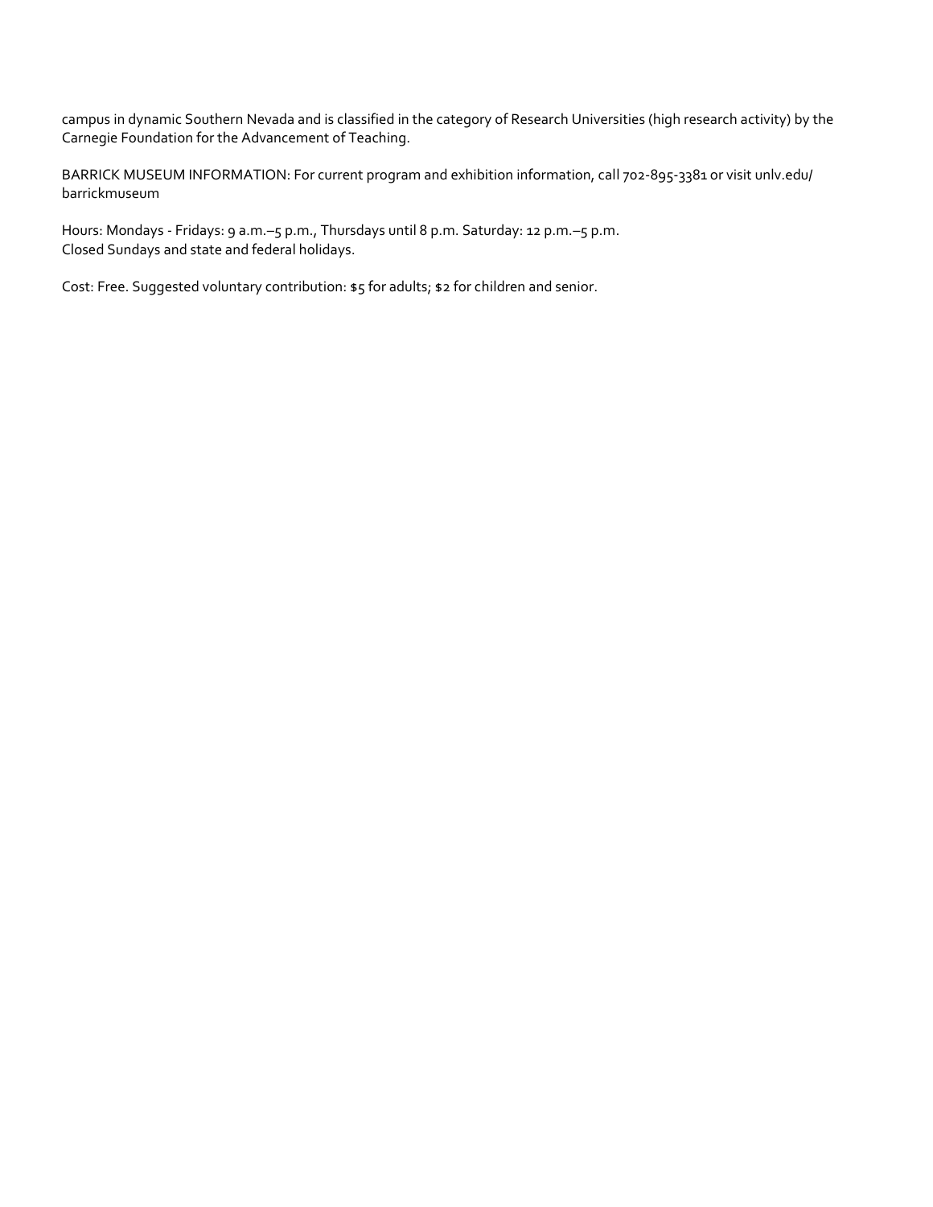campus in dynamic Southern Nevada and is classified in the category of Research Universities (high research activity) by the Carnegie Foundation for the Advancement of Teaching.

BARRICK MUSEUM INFORMATION: For current program and exhibition information, call 702-895-3381 or visit unlv.edu/barrickmuseum

Hours: Mondays - Fridays: 9 a.m.–5 p.m., Thursdays until 8 p.m. Saturday: 12 p.m.–5 p.m.
Closed Sundays and state and federal holidays.

Cost: Free. Suggested voluntary contribution: $5 for adults; $2 for children and senior.